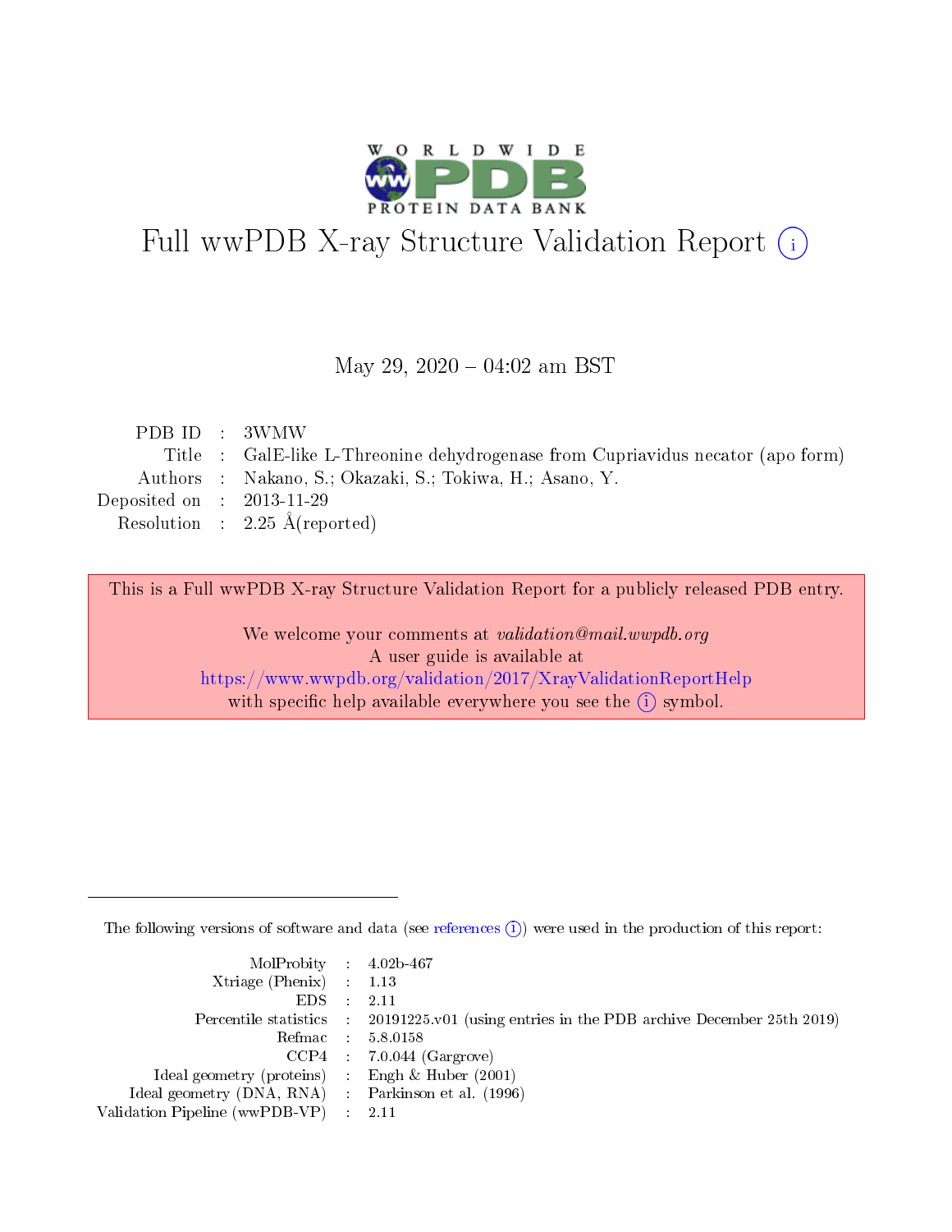# Full wwPDB X-ray Structure Validation Report (i)

May 29, 2020 – 04:02 am BST

| | | |
|---|---|---|
| PDB ID | : | 3WMW |
| Title | : | GalE-like L-Threonine dehydrogenase from Cupriavidus necator (apo form) |
| Authors | : | Nakano, S.; Okazaki, S.; Tokiwa, H.; Asano, Y. |
| Deposited on | : | 2013-11-29 |
| Resolution | : | 2.25 Å(reported) |

This is a Full wwPDB X-ray Structure Validation Report for a publicly released PDB entry.

We welcome your comments at *validation@mail.wwpdb.org*
A user guide is available at
https://www.wwpdb.org/validation/2017/XrayValidationReportHelp
with specific help available everywhere you see the (i) symbol.

---

The following versions of software and data (see references (i)) were used in the production of this report:

| | | |
|---|---|---|
| MolProbity | : | 4.02b-467 |
| Xtriage (Phenix) | : | 1.13 |
| EDS | : | 2.11 |
| Percentile statistics | : | 20191225.v01 (using entries in the PDB archive December 25th 2019) |
| Refmac | : | 5.8.0158 |
| CCP4 | : | 7.0.044 (Gargrove) |
| Ideal geometry (proteins) | : | Engh & Huber (2001) |
| Ideal geometry (DNA, RNA) | : | Parkinson et al. (1996) |
| Validation Pipeline (wwPDB-VP) | : | 2.11 |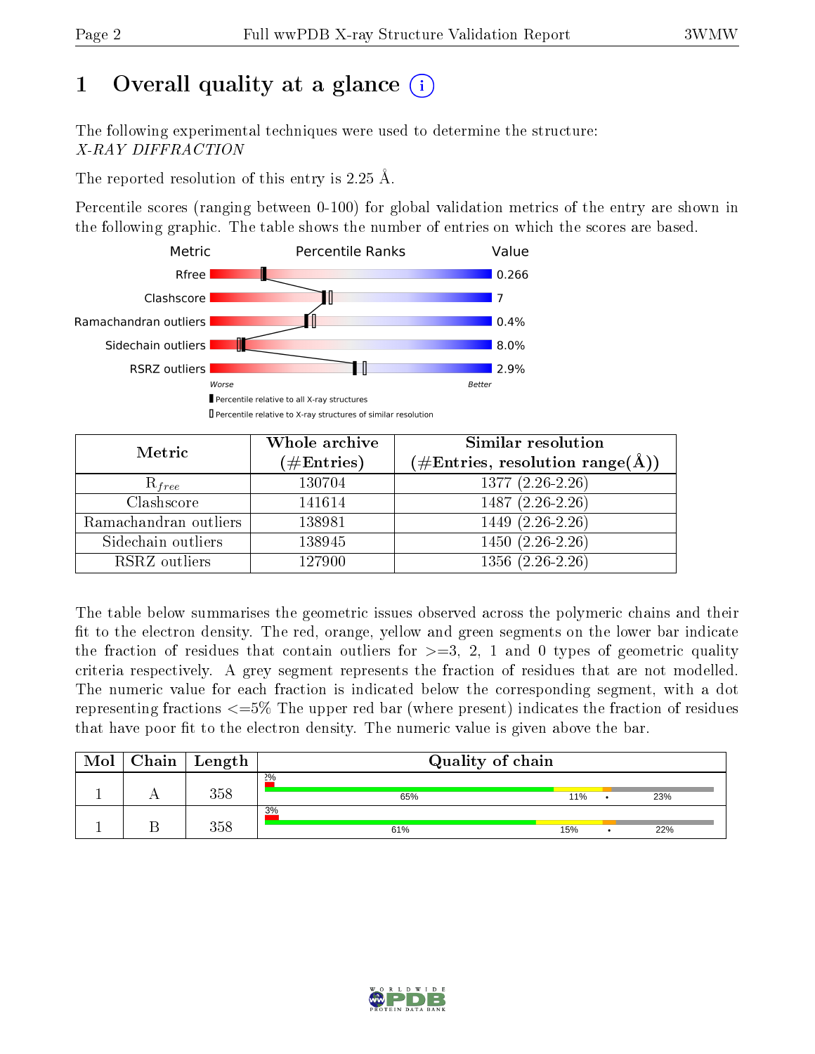# 1 Overall quality at a glance (i)

The following experimental techniques were used to determine the structure:
*X-RAY DIFFRACTION*

The reported resolution of this entry is 2.25 Å.

Percentile scores (ranging between 0-100) for global validation metrics of the entry are shown in the following graphic. The table shows the number of entries on which the scores are based.

| Metric | Value |
|---|---|
| Rfree | 0.266 |
| Clashscore | 7 |
| Ramachandran outliers | 0.4% |
| Sidechain outliers | 8.0% |
| RSRZ outliers | 2.9% |

Worse — Better

▮ Percentile relative to all X-ray structures
▯ Percentile relative to X-ray structures of similar resolution

| Metric | Whole archive (#Entries) | Similar resolution (#Entries, resolution range(Å)) |
|---|---|---|
| $R_{free}$ | 130704 | 1377 (2.26-2.26) |
| Clashscore | 141614 | 1487 (2.26-2.26) |
| Ramachandran outliers | 138981 | 1449 (2.26-2.26) |
| Sidechain outliers | 138945 | 1450 (2.26-2.26) |
| RSRZ outliers | 127900 | 1356 (2.26-2.26) |

The table below summarises the geometric issues observed across the polymeric chains and their fit to the electron density. The red, orange, yellow and green segments on the lower bar indicate the fraction of residues that contain outliers for >=3, 2, 1 and 0 types of geometric quality criteria respectively. A grey segment represents the fraction of residues that are not modelled. The numeric value for each fraction is indicated below the corresponding segment, with a dot representing fractions <=5% The upper red bar (where present) indicates the fraction of residues that have poor fit to the electron density. The numeric value is given above the bar.

| Mol | Chain | Length | Quality of chain |
|---|---|---|---|
| 1 | A | 358 | 2%; 65% / 11% / • / 23% |
| 1 | B | 358 | 3%; 61% / 15% / • / 22% |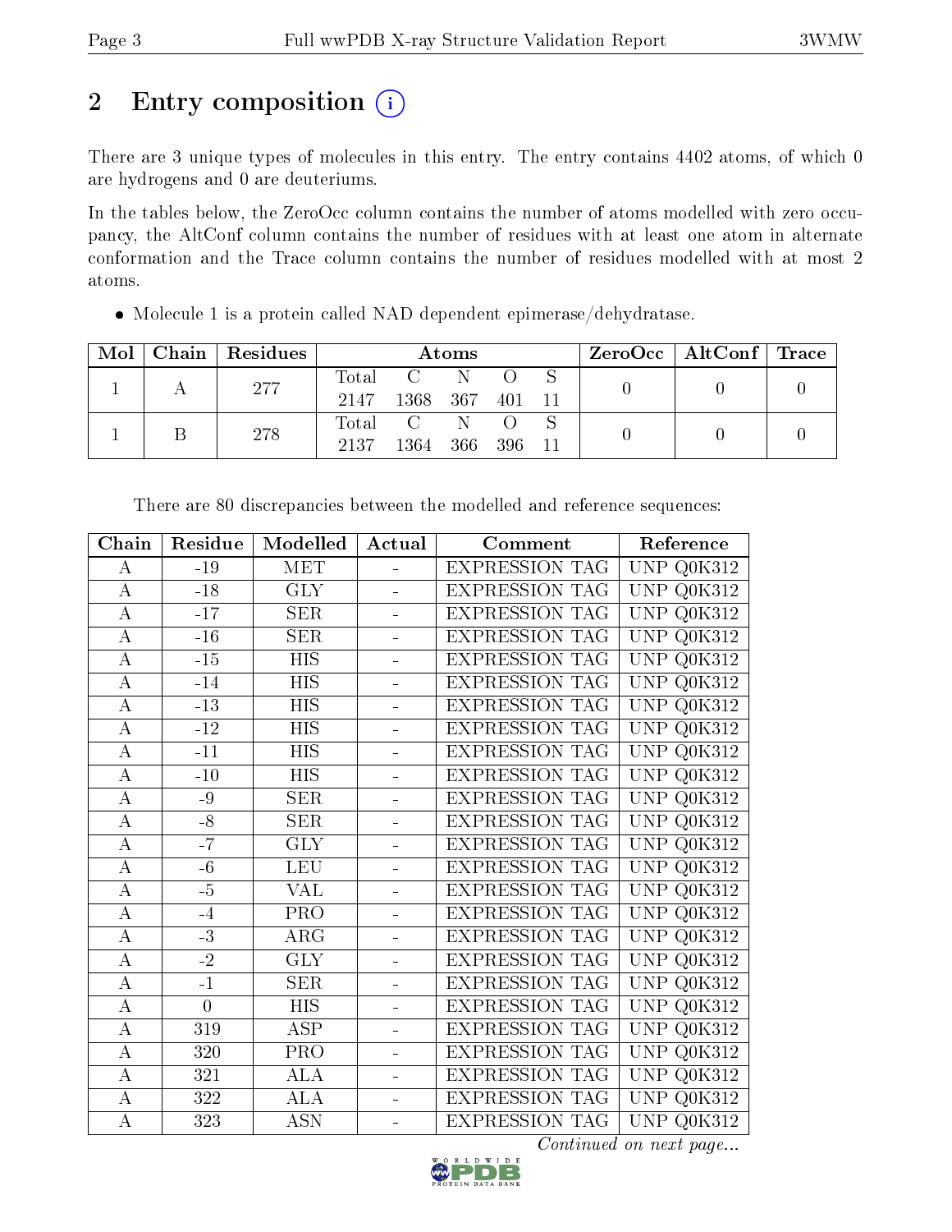## 2 Entry composition

There are 3 unique types of molecules in this entry. The entry contains 4402 atoms, of which 0 are hydrogens and 0 are deuteriums.

In the tables below, the ZeroOcc column contains the number of atoms modelled with zero occupancy, the AltConf column contains the number of residues with at least one atom in alternate conformation and the Trace column contains the number of residues modelled with at most 2 atoms.

- Molecule 1 is a protein called NAD dependent epimerase/dehydratase.

| Mol | Chain | Residues | Atoms | | | | | ZeroOcc | AltConf | Trace |
|---|---|---|---|---|---|---|---|---|---|---|
| 1 | A | 277 | Total 2147 | C 1368 | N 367 | O 401 | S 11 | 0 | 0 | 0 |
| 1 | B | 278 | Total 2137 | C 1364 | N 366 | O 396 | S 11 | 0 | 0 | 0 |

There are 80 discrepancies between the modelled and reference sequences:

| Chain | Residue | Modelled | Actual | Comment | Reference |
|---|---|---|---|---|---|
| A | -19 | MET | - | EXPRESSION TAG | UNP Q0K312 |
| A | -18 | GLY | - | EXPRESSION TAG | UNP Q0K312 |
| A | -17 | SER | - | EXPRESSION TAG | UNP Q0K312 |
| A | -16 | SER | - | EXPRESSION TAG | UNP Q0K312 |
| A | -15 | HIS | - | EXPRESSION TAG | UNP Q0K312 |
| A | -14 | HIS | - | EXPRESSION TAG | UNP Q0K312 |
| A | -13 | HIS | - | EXPRESSION TAG | UNP Q0K312 |
| A | -12 | HIS | - | EXPRESSION TAG | UNP Q0K312 |
| A | -11 | HIS | - | EXPRESSION TAG | UNP Q0K312 |
| A | -10 | HIS | - | EXPRESSION TAG | UNP Q0K312 |
| A | -9 | SER | - | EXPRESSION TAG | UNP Q0K312 |
| A | -8 | SER | - | EXPRESSION TAG | UNP Q0K312 |
| A | -7 | GLY | - | EXPRESSION TAG | UNP Q0K312 |
| A | -6 | LEU | - | EXPRESSION TAG | UNP Q0K312 |
| A | -5 | VAL | - | EXPRESSION TAG | UNP Q0K312 |
| A | -4 | PRO | - | EXPRESSION TAG | UNP Q0K312 |
| A | -3 | ARG | - | EXPRESSION TAG | UNP Q0K312 |
| A | -2 | GLY | - | EXPRESSION TAG | UNP Q0K312 |
| A | -1 | SER | - | EXPRESSION TAG | UNP Q0K312 |
| A | 0 | HIS | - | EXPRESSION TAG | UNP Q0K312 |
| A | 319 | ASP | - | EXPRESSION TAG | UNP Q0K312 |
| A | 320 | PRO | - | EXPRESSION TAG | UNP Q0K312 |
| A | 321 | ALA | - | EXPRESSION TAG | UNP Q0K312 |
| A | 322 | ALA | - | EXPRESSION TAG | UNP Q0K312 |
| A | 323 | ASN | - | EXPRESSION TAG | UNP Q0K312 |

*Continued on next page...*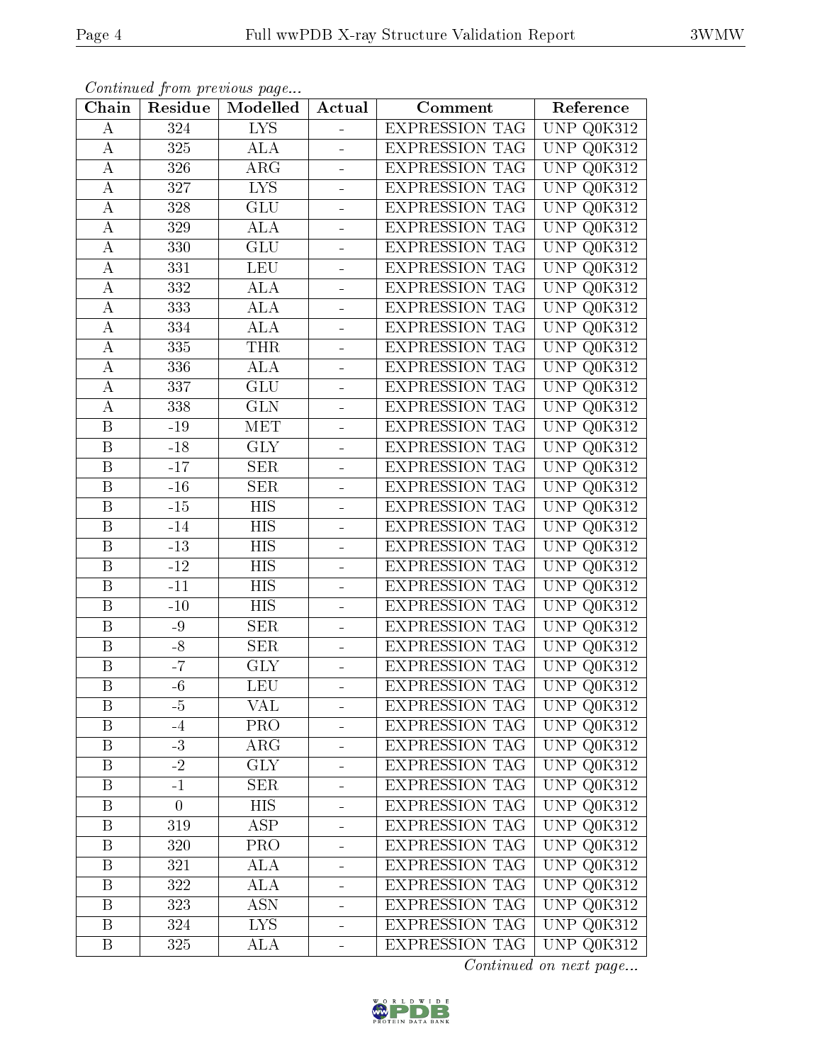*Continued from previous page...*

| Chain | Residue | Modelled | Actual | Comment | Reference |
|---|---|---|---|---|---|
| A | 324 | LYS | - | EXPRESSION TAG | UNP Q0K312 |
| A | 325 | ALA | - | EXPRESSION TAG | UNP Q0K312 |
| A | 326 | ARG | - | EXPRESSION TAG | UNP Q0K312 |
| A | 327 | LYS | - | EXPRESSION TAG | UNP Q0K312 |
| A | 328 | GLU | - | EXPRESSION TAG | UNP Q0K312 |
| A | 329 | ALA | - | EXPRESSION TAG | UNP Q0K312 |
| A | 330 | GLU | - | EXPRESSION TAG | UNP Q0K312 |
| A | 331 | LEU | - | EXPRESSION TAG | UNP Q0K312 |
| A | 332 | ALA | - | EXPRESSION TAG | UNP Q0K312 |
| A | 333 | ALA | - | EXPRESSION TAG | UNP Q0K312 |
| A | 334 | ALA | - | EXPRESSION TAG | UNP Q0K312 |
| A | 335 | THR | - | EXPRESSION TAG | UNP Q0K312 |
| A | 336 | ALA | - | EXPRESSION TAG | UNP Q0K312 |
| A | 337 | GLU | - | EXPRESSION TAG | UNP Q0K312 |
| A | 338 | GLN | - | EXPRESSION TAG | UNP Q0K312 |
| B | -19 | MET | - | EXPRESSION TAG | UNP Q0K312 |
| B | -18 | GLY | - | EXPRESSION TAG | UNP Q0K312 |
| B | -17 | SER | - | EXPRESSION TAG | UNP Q0K312 |
| B | -16 | SER | - | EXPRESSION TAG | UNP Q0K312 |
| B | -15 | HIS | - | EXPRESSION TAG | UNP Q0K312 |
| B | -14 | HIS | - | EXPRESSION TAG | UNP Q0K312 |
| B | -13 | HIS | - | EXPRESSION TAG | UNP Q0K312 |
| B | -12 | HIS | - | EXPRESSION TAG | UNP Q0K312 |
| B | -11 | HIS | - | EXPRESSION TAG | UNP Q0K312 |
| B | -10 | HIS | - | EXPRESSION TAG | UNP Q0K312 |
| B | -9 | SER | - | EXPRESSION TAG | UNP Q0K312 |
| B | -8 | SER | - | EXPRESSION TAG | UNP Q0K312 |
| B | -7 | GLY | - | EXPRESSION TAG | UNP Q0K312 |
| B | -6 | LEU | - | EXPRESSION TAG | UNP Q0K312 |
| B | -5 | VAL | - | EXPRESSION TAG | UNP Q0K312 |
| B | -4 | PRO | - | EXPRESSION TAG | UNP Q0K312 |
| B | -3 | ARG | - | EXPRESSION TAG | UNP Q0K312 |
| B | -2 | GLY | - | EXPRESSION TAG | UNP Q0K312 |
| B | -1 | SER | - | EXPRESSION TAG | UNP Q0K312 |
| B | 0 | HIS | - | EXPRESSION TAG | UNP Q0K312 |
| B | 319 | ASP | - | EXPRESSION TAG | UNP Q0K312 |
| B | 320 | PRO | - | EXPRESSION TAG | UNP Q0K312 |
| B | 321 | ALA | - | EXPRESSION TAG | UNP Q0K312 |
| B | 322 | ALA | - | EXPRESSION TAG | UNP Q0K312 |
| B | 323 | ASN | - | EXPRESSION TAG | UNP Q0K312 |
| B | 324 | LYS | - | EXPRESSION TAG | UNP Q0K312 |
| B | 325 | ALA | - | EXPRESSION TAG | UNP Q0K312 |

*Continued on next page...*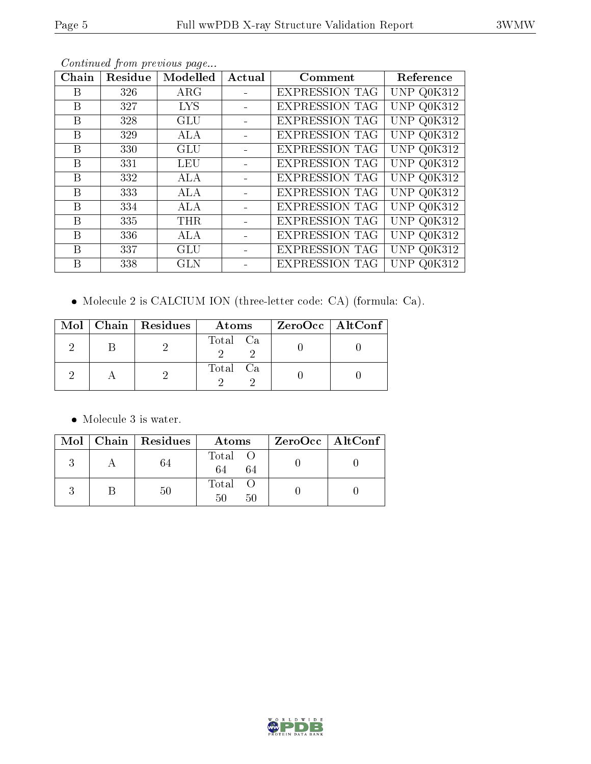*Continued from previous page...*

| Chain | Residue | Modelled | Actual | Comment | Reference |
|---|---|---|---|---|---|
| B | 326 | ARG | - | EXPRESSION TAG | UNP Q0K312 |
| B | 327 | LYS | - | EXPRESSION TAG | UNP Q0K312 |
| B | 328 | GLU | - | EXPRESSION TAG | UNP Q0K312 |
| B | 329 | ALA | - | EXPRESSION TAG | UNP Q0K312 |
| B | 330 | GLU | - | EXPRESSION TAG | UNP Q0K312 |
| B | 331 | LEU | - | EXPRESSION TAG | UNP Q0K312 |
| B | 332 | ALA | - | EXPRESSION TAG | UNP Q0K312 |
| B | 333 | ALA | - | EXPRESSION TAG | UNP Q0K312 |
| B | 334 | ALA | - | EXPRESSION TAG | UNP Q0K312 |
| B | 335 | THR | - | EXPRESSION TAG | UNP Q0K312 |
| B | 336 | ALA | - | EXPRESSION TAG | UNP Q0K312 |
| B | 337 | GLU | - | EXPRESSION TAG | UNP Q0K312 |
| B | 338 | GLN | - | EXPRESSION TAG | UNP Q0K312 |

- Molecule 2 is CALCIUM ION (three-letter code: CA) (formula: Ca).

| Mol | Chain | Residues | Atoms | ZeroOcc | AltConf |
|---|---|---|---|---|---|
| 2 | B | 2 | Total Ca<br>2 2 | 0 | 0 |
| 2 | A | 2 | Total Ca<br>2 2 | 0 | 0 |

- Molecule 3 is water.

| Mol | Chain | Residues | Atoms | ZeroOcc | AltConf |
|---|---|---|---|---|---|
| 3 | A | 64 | Total O<br>64 64 | 0 | 0 |
| 3 | B | 50 | Total O<br>50 50 | 0 | 0 |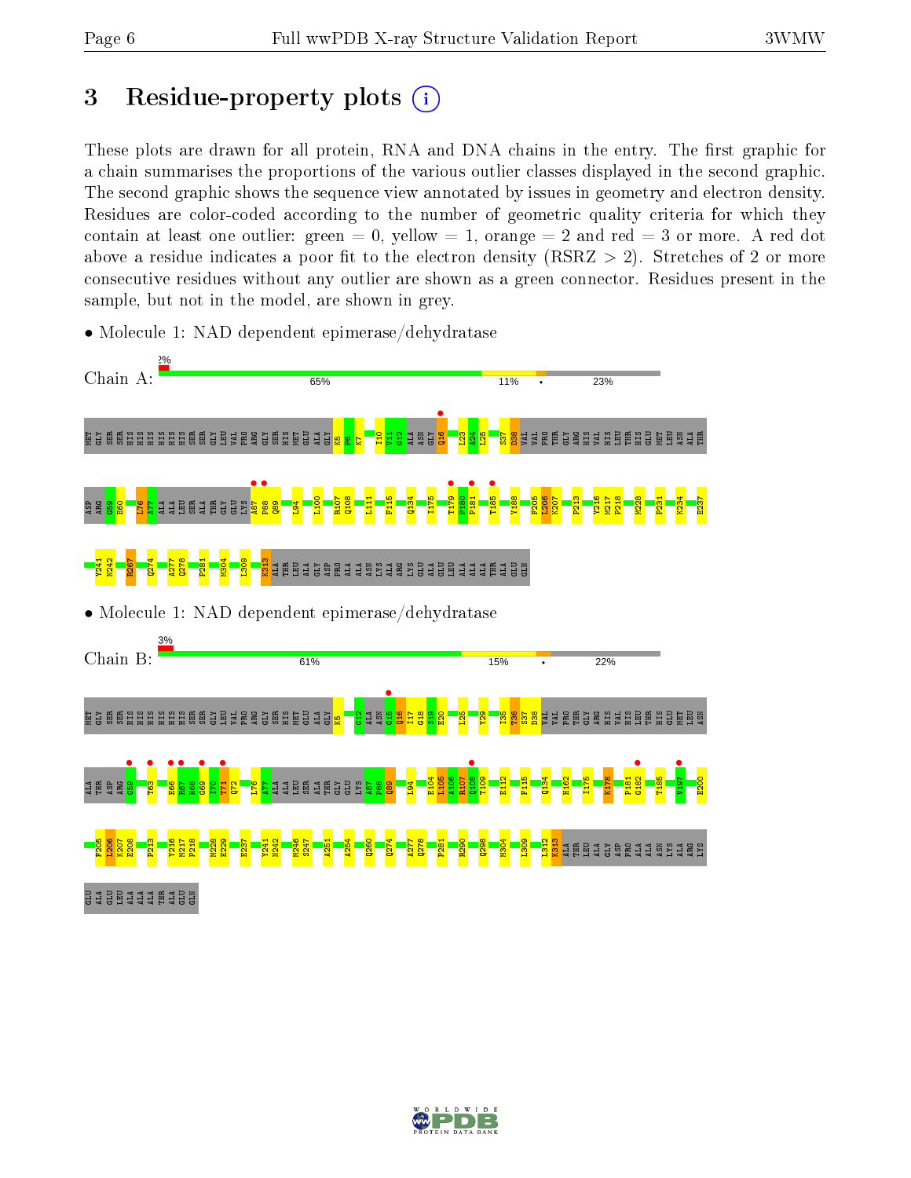# 3 Residue-property plots

These plots are drawn for all protein, RNA and DNA chains in the entry. The first graphic for a chain summarises the proportions of the various outlier classes displayed in the second graphic. The second graphic shows the sequence view annotated by issues in geometry and electron density. Residues are color-coded according to the number of geometric quality criteria for which they contain at least one outlier: green = 0, yellow = 1, orange = 2 and red = 3 or more. A red dot above a residue indicates a poor fit to the electron density (RSRZ > 2). Stretches of 2 or more consecutive residues without any outlier are shown as a green connector. Residues present in the sample, but not in the model, are shown in grey.

- Molecule 1: NAD dependent epimerase/dehydratase

Chain A: 2% | 65% | 11% | • | 23%

MET GLY SER SER HIS HIS HIS HIS HIS HIS SER SER GLY LEU VAL PRO ARG GLY SER HIS MET GLU ALA GLY K5 P6 K7 I10 V11 G12 ALA ASN GLY Q16 L23 A24 L25 S37 D38 VAL VAL PRO THR GLY ARG HIS VAL HIS LEU THR HIS GLU MET LEU ASN ALA THR ASP ARG Q59 T60 L76 A77 ALA ALA LEU SER ALA THR GLY GLU LYS A87 P88 Q89 L94 I100 R107 Q108 I111 F115 Q134 I175 T179 P180 P181 T185 Y188 F205 L206 K207 P213 Y216 M217 P218 M228 P231 K234 E237 Y241 N242 R267 Q274 A277 Q278 P281 M304 L309 K313 ALA THR LEU ALA GLY ASP PRO ALA ALA ASN LYS ALA ARG LYS GLU ALA GLU LEU ALA ALA ALA THR ALA GLU GLN

- Molecule 1: NAD dependent epimerase/dehydratase

Chain B: 3% | 61% | 15% | • | 22%

MET GLY SER SER HIS HIS HIS HIS HIS HIS SER SER GLY LEU VAL PRO ARG GLY SER HIS MET GLU ALA GLY K5 G12 ALA ASN G15 Q16 I17 G18 S19 E20 L25 Y29 I35 T36 S37 D38 VAL VAL PRO THR GLY ARG HIS VAL HIS LEU THR HIS GLU MET LEU ASN ALA THR ASP ARG G59 T63 E66 R67 H68 G69 I70 T71 Q72 L76 A77 ALA ALA LEU SER ALA THR GLY GLU LYS A87 P88 Q89 L94 E104 L105 A106 R107 Q108 T109 E112 F115 Q134 H162 I175 K178 P181 G182 T185 V197 E200 F205 L206 K207 E208 P213 Y216 M217 P218 M228 E229 E237 Y241 N242 M246 S247 A251 A254 Q260 Q274 A277 Q278 P281 R290 Q298 M304 L309 L312 K313 ALA THR LEU ALA GLY ASP PRO ALA ALA ASN LYS ALA ARG LYS GLU ALA GLU LEU ALA ALA ALA THR ALA GLU GLN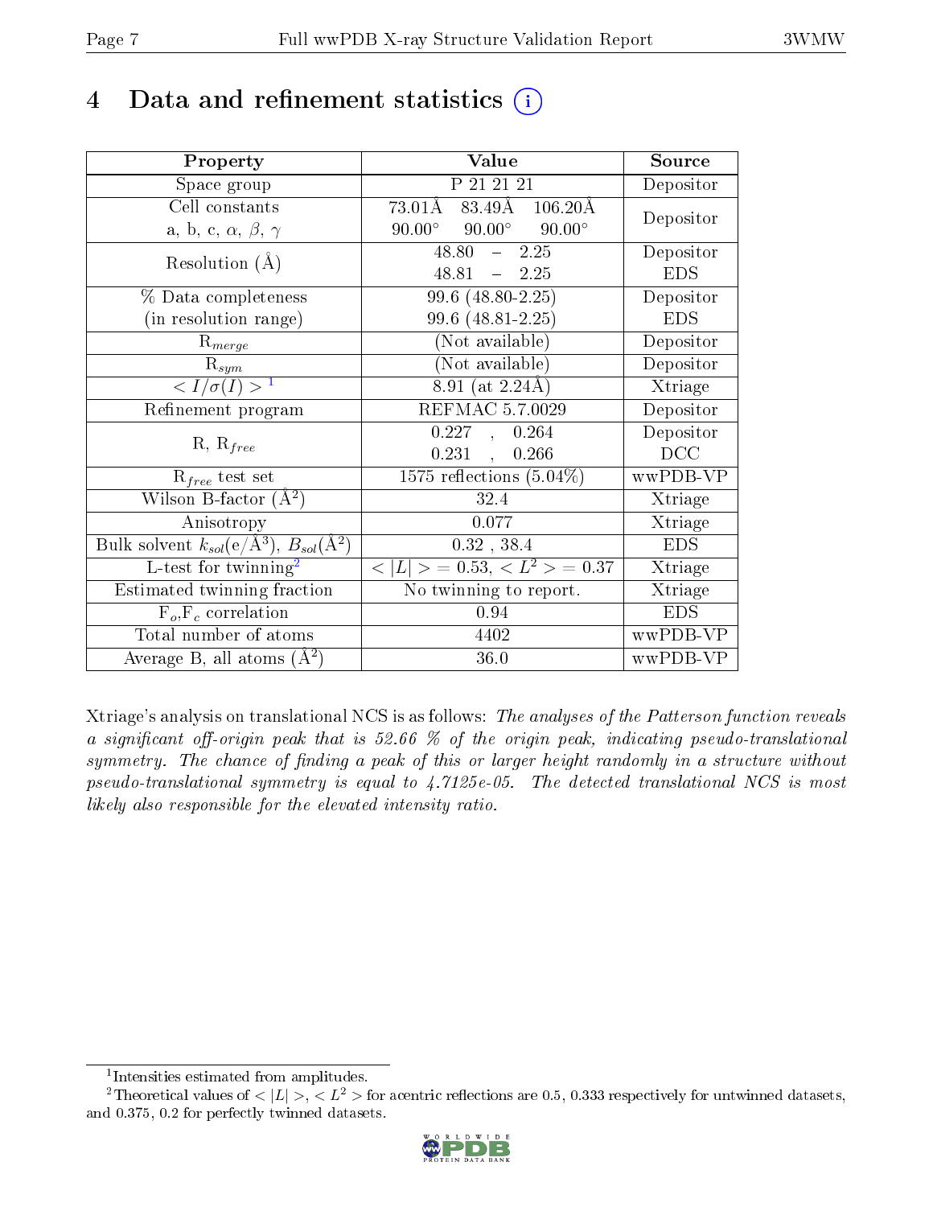# 4 Data and refinement statistics (i)

| Property | Value | Source |
|---|---|---|
| Space group | P 21 21 21 | Depositor |
| Cell constants<br>a, b, c, $\alpha$, $\beta$, $\gamma$ | 73.01Å 83.49Å 106.20Å<br>90.00° 90.00° 90.00° | Depositor |
| Resolution (Å) | 48.80 – 2.25<br>48.81 – 2.25 | Depositor<br>EDS |
| % Data completeness<br>(in resolution range) | 99.6 (48.80-2.25)<br>99.6 (48.81-2.25) | Depositor<br>EDS |
| $R_{merge}$ | (Not available) | Depositor |
| $R_{sym}$ | (Not available) | Depositor |
| $< I/\sigma(I) >$ [1] | 8.91 (at 2.24Å) | Xtriage |
| Refinement program | REFMAC 5.7.0029 | Depositor |
| R, $R_{free}$ | 0.227 , 0.264<br>0.231 , 0.266 | Depositor<br>DCC |
| $R_{free}$ test set | 1575 reflections (5.04%) | wwPDB-VP |
| Wilson B-factor (Å$^2$) | 32.4 | Xtriage |
| Anisotropy | 0.077 | Xtriage |
| Bulk solvent $k_{sol}$(e/Å$^3$), $B_{sol}$(Å$^2$) | 0.32 , 38.4 | EDS |
| L-test for twinning[2] | $< \|L\| >$ = 0.53, $< L^2 >$ = 0.37 | Xtriage |
| Estimated twinning fraction | No twinning to report. | Xtriage |
| $F_o$,$F_c$ correlation | 0.94 | EDS |
| Total number of atoms | 4402 | wwPDB-VP |
| Average B, all atoms (Å$^2$) | 36.0 | wwPDB-VP |

Xtriage's analysis on translational NCS is as follows: *The analyses of the Patterson function reveals a significant off-origin peak that is 52.66 % of the origin peak, indicating pseudo-translational symmetry. The chance of finding a peak of this or larger height randomly in a structure without pseudo-translational symmetry is equal to 4.7125e-05. The detected translational NCS is most likely also responsible for the elevated intensity ratio.*

[1] Intensities estimated from amplitudes.

[2] Theoretical values of $< |L| >$, $< L^2 >$ for acentric reflections are 0.5, 0.333 respectively for untwinned datasets, and 0.375, 0.2 for perfectly twinned datasets.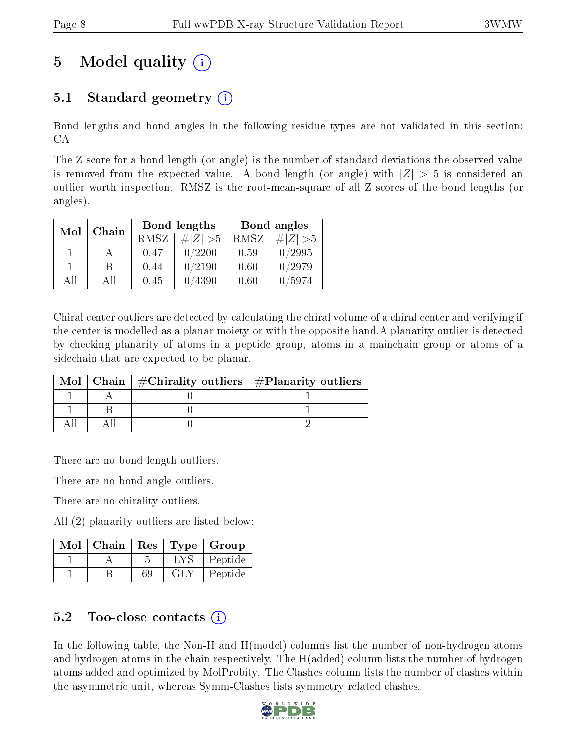# 5 Model quality (i)

## 5.1 Standard geometry (i)

Bond lengths and bond angles in the following residue types are not validated in this section: CA

The Z score for a bond length (or angle) is the number of standard deviations the observed value is removed from the expected value. A bond length (or angle) with $|Z| > 5$ is considered an outlier worth inspection. RMSZ is the root-mean-square of all Z scores of the bond lengths (or angles).

| Mol | Chain | Bond lengths | | Bond angles | |
|---|---|---|---|---|---|
| | | RMSZ | $\#\|Z\| > 5$ | RMSZ | $\#\|Z\| > 5$ |
| 1 | A | 0.47 | 0/2200 | 0.59 | 0/2995 |
| 1 | B | 0.44 | 0/2190 | 0.60 | 0/2979 |
| All | All | 0.45 | 0/4390 | 0.60 | 0/5974 |

Chiral center outliers are detected by calculating the chiral volume of a chiral center and verifying if the center is modelled as a planar moiety or with the opposite hand.A planarity outlier is detected by checking planarity of atoms in a peptide group, atoms in a mainchain group or atoms of a sidechain that are expected to be planar.

| Mol | Chain | #Chirality outliers | #Planarity outliers |
|---|---|---|---|
| 1 | A | 0 | 1 |
| 1 | B | 0 | 1 |
| All | All | 0 | 2 |

There are no bond length outliers.

There are no bond angle outliers.

There are no chirality outliers.

All (2) planarity outliers are listed below:

| Mol | Chain | Res | Type | Group |
|---|---|---|---|---|
| 1 | A | 5 | LYS | Peptide |
| 1 | B | 69 | GLY | Peptide |

## 5.2 Too-close contacts (i)

In the following table, the Non-H and H(model) columns list the number of non-hydrogen atoms and hydrogen atoms in the chain respectively. The H(added) column lists the number of hydrogen atoms added and optimized by MolProbity. The Clashes column lists the number of clashes within the asymmetric unit, whereas Symm-Clashes lists symmetry related clashes.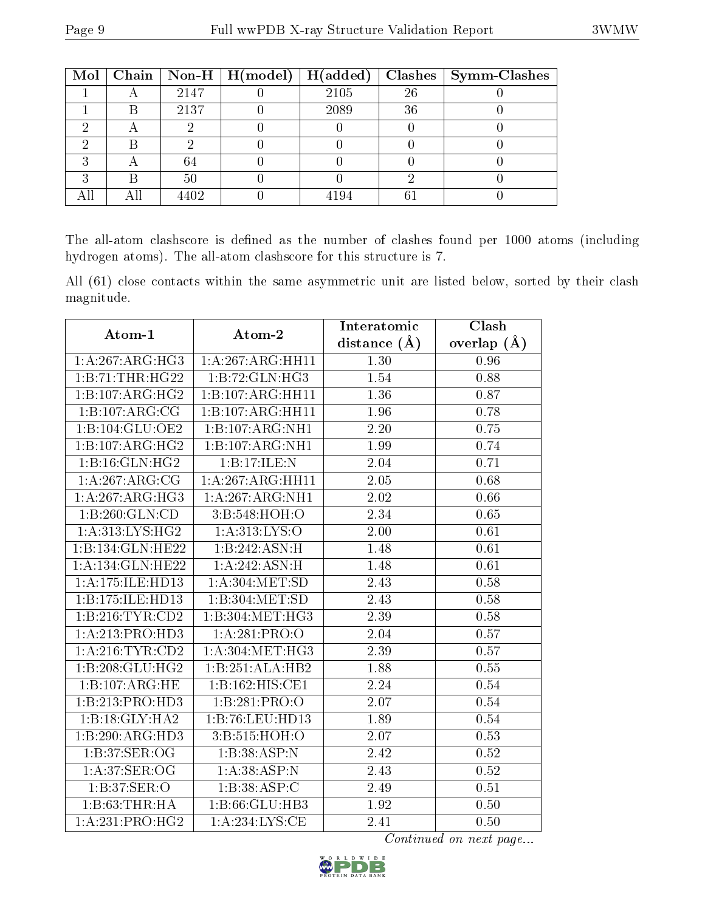| Mol | Chain | Non-H | H(model) | H(added) | Clashes | Symm-Clashes |
|---|---|---|---|---|---|---|
| 1 | A | 2147 | 0 | 2105 | 26 | 0 |
| 1 | B | 2137 | 0 | 2089 | 36 | 0 |
| 2 | A | 2 | 0 | 0 | 0 | 0 |
| 2 | B | 2 | 0 | 0 | 0 | 0 |
| 3 | A | 64 | 0 | 0 | 0 | 0 |
| 3 | B | 50 | 0 | 0 | 2 | 0 |
| All | All | 4402 | 0 | 4194 | 61 | 0 |

The all-atom clashscore is defined as the number of clashes found per 1000 atoms (including hydrogen atoms). The all-atom clashscore for this structure is 7.

All (61) close contacts within the same asymmetric unit are listed below, sorted by their clash magnitude.

| Atom-1 | Atom-2 | Interatomic distance (Å) | Clash overlap (Å) |
|---|---|---|---|
| 1:A:267:ARG:HG3 | 1:A:267:ARG:HH11 | 1.30 | 0.96 |
| 1:B:71:THR:HG22 | 1:B:72:GLN:HG3 | 1.54 | 0.88 |
| 1:B:107:ARG:HG2 | 1:B:107:ARG:HH11 | 1.36 | 0.87 |
| 1:B:107:ARG:CG | 1:B:107:ARG:HH11 | 1.96 | 0.78 |
| 1:B:104:GLU:OE2 | 1:B:107:ARG:NH1 | 2.20 | 0.75 |
| 1:B:107:ARG:HG2 | 1:B:107:ARG:NH1 | 1.99 | 0.74 |
| 1:B:16:GLN:HG2 | 1:B:17:ILE:N | 2.04 | 0.71 |
| 1:A:267:ARG:CG | 1:A:267:ARG:HH11 | 2.05 | 0.68 |
| 1:A:267:ARG:HG3 | 1:A:267:ARG:NH1 | 2.02 | 0.66 |
| 1:B:260:GLN:CD | 3:B:548:HOH:O | 2.34 | 0.65 |
| 1:A:313:LYS:HG2 | 1:A:313:LYS:O | 2.00 | 0.61 |
| 1:B:134:GLN:HE22 | 1:B:242:ASN:H | 1.48 | 0.61 |
| 1:A:134:GLN:HE22 | 1:A:242:ASN:H | 1.48 | 0.61 |
| 1:A:175:ILE:HD13 | 1:A:304:MET:SD | 2.43 | 0.58 |
| 1:B:175:ILE:HD13 | 1:B:304:MET:SD | 2.43 | 0.58 |
| 1:B:216:TYR:CD2 | 1:B:304:MET:HG3 | 2.39 | 0.58 |
| 1:A:213:PRO:HD3 | 1:A:281:PRO:O | 2.04 | 0.57 |
| 1:A:216:TYR:CD2 | 1:A:304:MET:HG3 | 2.39 | 0.57 |
| 1:B:208:GLU:HG2 | 1:B:251:ALA:HB2 | 1.88 | 0.55 |
| 1:B:107:ARG:HE | 1:B:162:HIS:CE1 | 2.24 | 0.54 |
| 1:B:213:PRO:HD3 | 1:B:281:PRO:O | 2.07 | 0.54 |
| 1:B:18:GLY:HA2 | 1:B:76:LEU:HD13 | 1.89 | 0.54 |
| 1:B:290:ARG:HD3 | 3:B:515:HOH:O | 2.07 | 0.53 |
| 1:B:37:SER:OG | 1:B:38:ASP:N | 2.42 | 0.52 |
| 1:A:37:SER:OG | 1:A:38:ASP:N | 2.43 | 0.52 |
| 1:B:37:SER:O | 1:B:38:ASP:C | 2.49 | 0.51 |
| 1:B:63:THR:HA | 1:B:66:GLU:HB3 | 1.92 | 0.50 |
| 1:A:231:PRO:HG2 | 1:A:234:LYS:CE | 2.41 | 0.50 |

*Continued on next page...*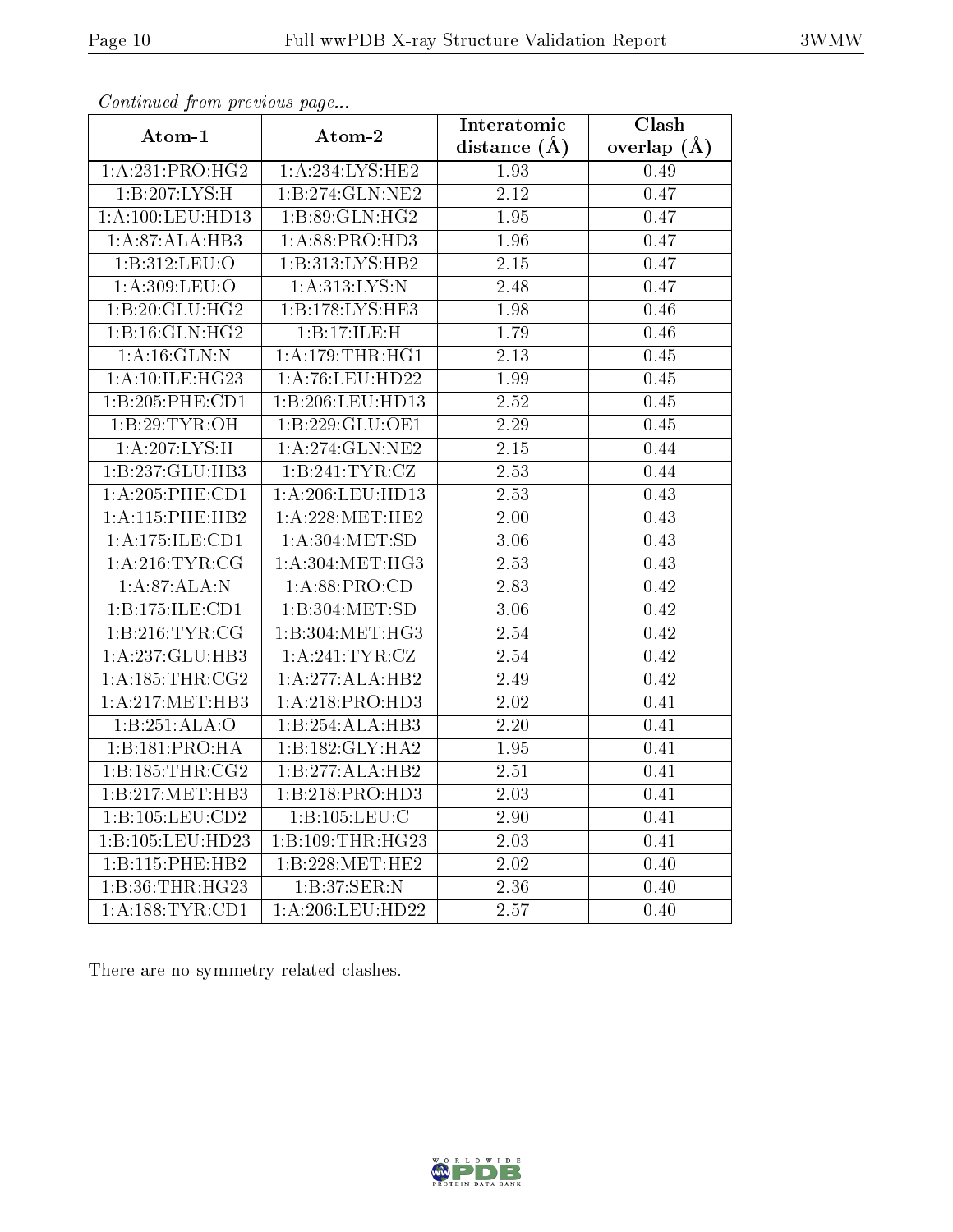*Continued from previous page...*

| Atom-1 | Atom-2 | Interatomic distance (Å) | Clash overlap (Å) |
|---|---|---|---|
| 1:A:231:PRO:HG2 | 1:A:234:LYS:HE2 | 1.93 | 0.49 |
| 1:B:207:LYS:H | 1:B:274:GLN:NE2 | 2.12 | 0.47 |
| 1:A:100:LEU:HD13 | 1:B:89:GLN:HG2 | 1.95 | 0.47 |
| 1:A:87:ALA:HB3 | 1:A:88:PRO:HD3 | 1.96 | 0.47 |
| 1:B:312:LEU:O | 1:B:313:LYS:HB2 | 2.15 | 0.47 |
| 1:A:309:LEU:O | 1:A:313:LYS:N | 2.48 | 0.47 |
| 1:B:20:GLU:HG2 | 1:B:178:LYS:HE3 | 1.98 | 0.46 |
| 1:B:16:GLN:HG2 | 1:B:17:ILE:H | 1.79 | 0.46 |
| 1:A:16:GLN:N | 1:A:179:THR:HG1 | 2.13 | 0.45 |
| 1:A:10:ILE:HG23 | 1:A:76:LEU:HD22 | 1.99 | 0.45 |
| 1:B:205:PHE:CD1 | 1:B:206:LEU:HD13 | 2.52 | 0.45 |
| 1:B:29:TYR:OH | 1:B:229:GLU:OE1 | 2.29 | 0.45 |
| 1:A:207:LYS:H | 1:A:274:GLN:NE2 | 2.15 | 0.44 |
| 1:B:237:GLU:HB3 | 1:B:241:TYR:CZ | 2.53 | 0.44 |
| 1:A:205:PHE:CD1 | 1:A:206:LEU:HD13 | 2.53 | 0.43 |
| 1:A:115:PHE:HB2 | 1:A:228:MET:HE2 | 2.00 | 0.43 |
| 1:A:175:ILE:CD1 | 1:A:304:MET:SD | 3.06 | 0.43 |
| 1:A:216:TYR:CG | 1:A:304:MET:HG3 | 2.53 | 0.43 |
| 1:A:87:ALA:N | 1:A:88:PRO:CD | 2.83 | 0.42 |
| 1:B:175:ILE:CD1 | 1:B:304:MET:SD | 3.06 | 0.42 |
| 1:B:216:TYR:CG | 1:B:304:MET:HG3 | 2.54 | 0.42 |
| 1:A:237:GLU:HB3 | 1:A:241:TYR:CZ | 2.54 | 0.42 |
| 1:A:185:THR:CG2 | 1:A:277:ALA:HB2 | 2.49 | 0.42 |
| 1:A:217:MET:HB3 | 1:A:218:PRO:HD3 | 2.02 | 0.41 |
| 1:B:251:ALA:O | 1:B:254:ALA:HB3 | 2.20 | 0.41 |
| 1:B:181:PRO:HA | 1:B:182:GLY:HA2 | 1.95 | 0.41 |
| 1:B:185:THR:CG2 | 1:B:277:ALA:HB2 | 2.51 | 0.41 |
| 1:B:217:MET:HB3 | 1:B:218:PRO:HD3 | 2.03 | 0.41 |
| 1:B:105:LEU:CD2 | 1:B:105:LEU:C | 2.90 | 0.41 |
| 1:B:105:LEU:HD23 | 1:B:109:THR:HG23 | 2.03 | 0.41 |
| 1:B:115:PHE:HB2 | 1:B:228:MET:HE2 | 2.02 | 0.40 |
| 1:B:36:THR:HG23 | 1:B:37:SER:N | 2.36 | 0.40 |
| 1:A:188:TYR:CD1 | 1:A:206:LEU:HD22 | 2.57 | 0.40 |

There are no symmetry-related clashes.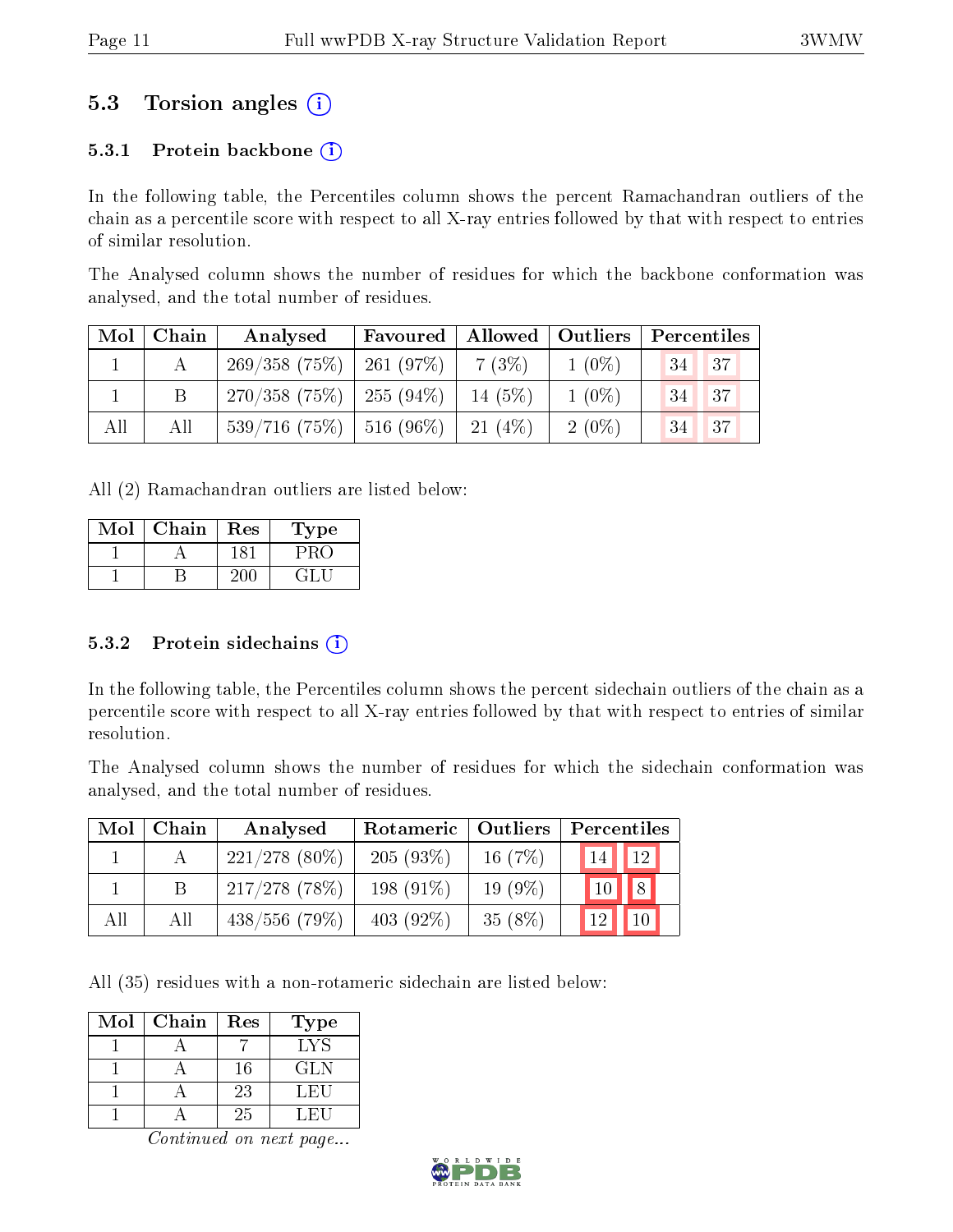## 5.3 Torsion angles (i)

### 5.3.1 Protein backbone (i)

In the following table, the Percentiles column shows the percent Ramachandran outliers of the chain as a percentile score with respect to all X-ray entries followed by that with respect to entries of similar resolution.

The Analysed column shows the number of residues for which the backbone conformation was analysed, and the total number of residues.

| Mol | Chain | Analysed | Favoured | Allowed | Outliers | Percentiles | |
|---|---|---|---|---|---|---|---|
| 1 | A | 269/358 (75%) | 261 (97%) | 7 (3%) | 1 (0%) | 34 | 37 |
| 1 | B | 270/358 (75%) | 255 (94%) | 14 (5%) | 1 (0%) | 34 | 37 |
| All | All | 539/716 (75%) | 516 (96%) | 21 (4%) | 2 (0%) | 34 | 37 |

All (2) Ramachandran outliers are listed below:

| Mol | Chain | Res | Type |
|---|---|---|---|
| 1 | A | 181 | PRO |
| 1 | B | 200 | GLU |

### 5.3.2 Protein sidechains (i)

In the following table, the Percentiles column shows the percent sidechain outliers of the chain as a percentile score with respect to all X-ray entries followed by that with respect to entries of similar resolution.

The Analysed column shows the number of residues for which the sidechain conformation was analysed, and the total number of residues.

| Mol | Chain | Analysed | Rotameric | Outliers | Percentiles | |
|---|---|---|---|---|---|---|
| 1 | A | 221/278 (80%) | 205 (93%) | 16 (7%) | 14 | 12 |
| 1 | B | 217/278 (78%) | 198 (91%) | 19 (9%) | 10 | 8 |
| All | All | 438/556 (79%) | 403 (92%) | 35 (8%) | 12 | 10 |

All (35) residues with a non-rotameric sidechain are listed below:

| Mol | Chain | Res | Type |
|---|---|---|---|
| 1 | A | 7 | LYS |
| 1 | A | 16 | GLN |
| 1 | A | 23 | LEU |
| 1 | A | 25 | LEU |

*Continued on next page...*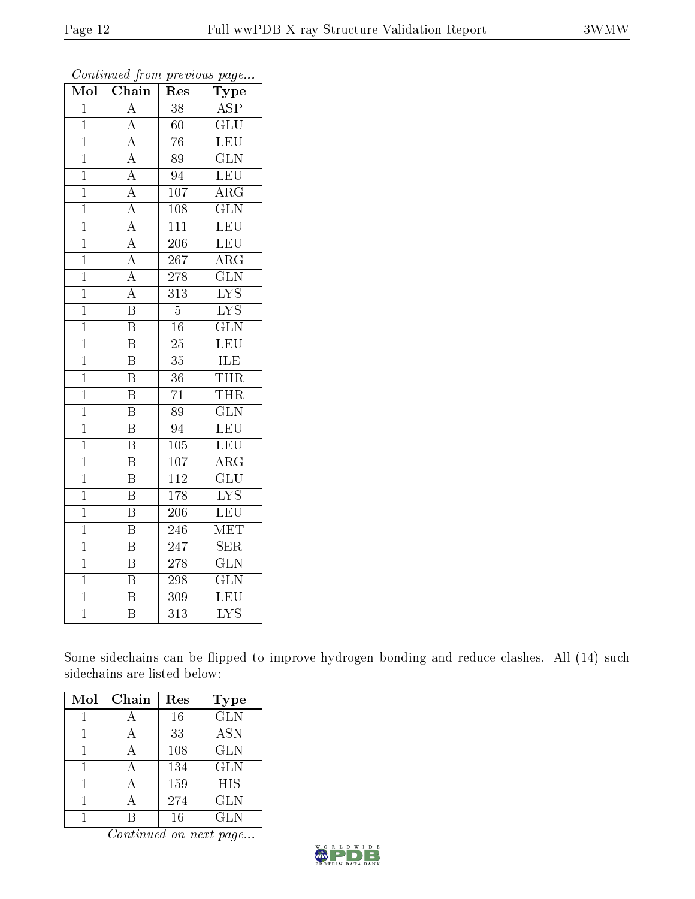*Continued from previous page...*

| Mol | Chain | Res | Type |
| --- | --- | --- | --- |
| 1 | A | 38 | ASP |
| 1 | A | 60 | GLU |
| 1 | A | 76 | LEU |
| 1 | A | 89 | GLN |
| 1 | A | 94 | LEU |
| 1 | A | 107 | ARG |
| 1 | A | 108 | GLN |
| 1 | A | 111 | LEU |
| 1 | A | 206 | LEU |
| 1 | A | 267 | ARG |
| 1 | A | 278 | GLN |
| 1 | A | 313 | LYS |
| 1 | B | 5 | LYS |
| 1 | B | 16 | GLN |
| 1 | B | 25 | LEU |
| 1 | B | 35 | ILE |
| 1 | B | 36 | THR |
| 1 | B | 71 | THR |
| 1 | B | 89 | GLN |
| 1 | B | 94 | LEU |
| 1 | B | 105 | LEU |
| 1 | B | 107 | ARG |
| 1 | B | 112 | GLU |
| 1 | B | 178 | LYS |
| 1 | B | 206 | LEU |
| 1 | B | 246 | MET |
| 1 | B | 247 | SER |
| 1 | B | 278 | GLN |
| 1 | B | 298 | GLN |
| 1 | B | 309 | LEU |
| 1 | B | 313 | LYS |

Some sidechains can be flipped to improve hydrogen bonding and reduce clashes. All (14) such sidechains are listed below:

| Mol | Chain | Res | Type |
| --- | --- | --- | --- |
| 1 | A | 16 | GLN |
| 1 | A | 33 | ASN |
| 1 | A | 108 | GLN |
| 1 | A | 134 | GLN |
| 1 | A | 159 | HIS |
| 1 | A | 274 | GLN |
| 1 | B | 16 | GLN |

*Continued on next page...*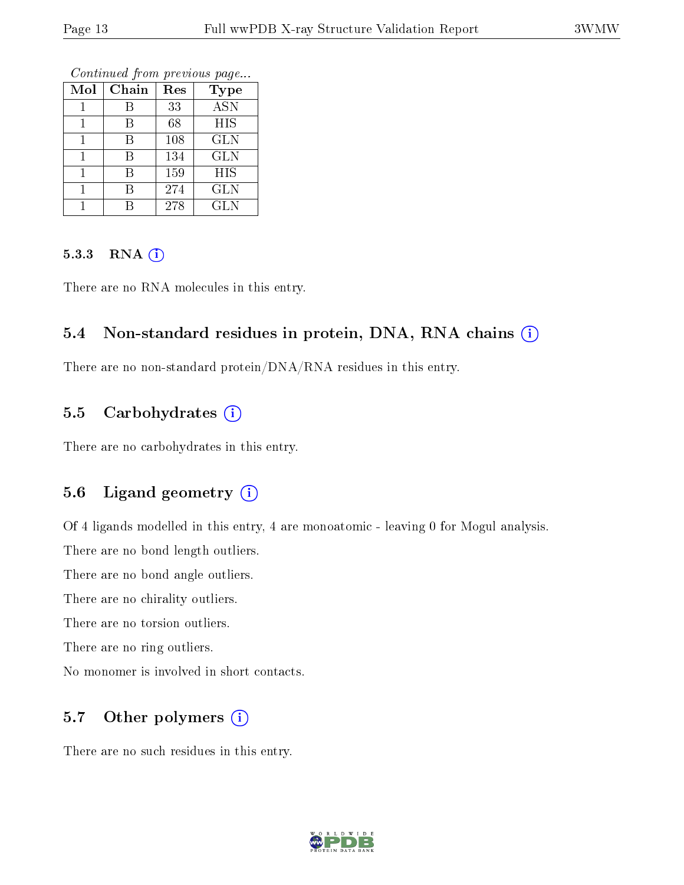*Continued from previous page...*

| Mol | Chain | Res | Type |
|---|---|---|---|
| 1 | B | 33 | ASN |
| 1 | B | 68 | HIS |
| 1 | B | 108 | GLN |
| 1 | B | 134 | GLN |
| 1 | B | 159 | HIS |
| 1 | B | 274 | GLN |
| 1 | B | 278 | GLN |

#### 5.3.3 RNA

There are no RNA molecules in this entry.

### 5.4 Non-standard residues in protein, DNA, RNA chains

There are no non-standard protein/DNA/RNA residues in this entry.

### 5.5 Carbohydrates

There are no carbohydrates in this entry.

### 5.6 Ligand geometry

Of 4 ligands modelled in this entry, 4 are monoatomic - leaving 0 for Mogul analysis.

There are no bond length outliers.

There are no bond angle outliers.

There are no chirality outliers.

There are no torsion outliers.

There are no ring outliers.

No monomer is involved in short contacts.

### 5.7 Other polymers

There are no such residues in this entry.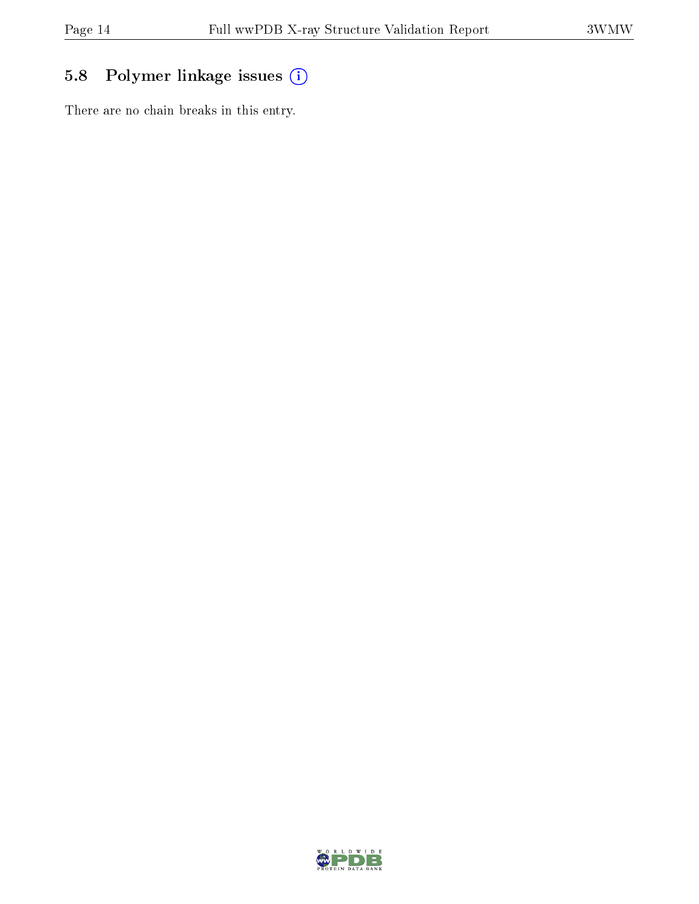### 5.8 Polymer linkage issues

There are no chain breaks in this entry.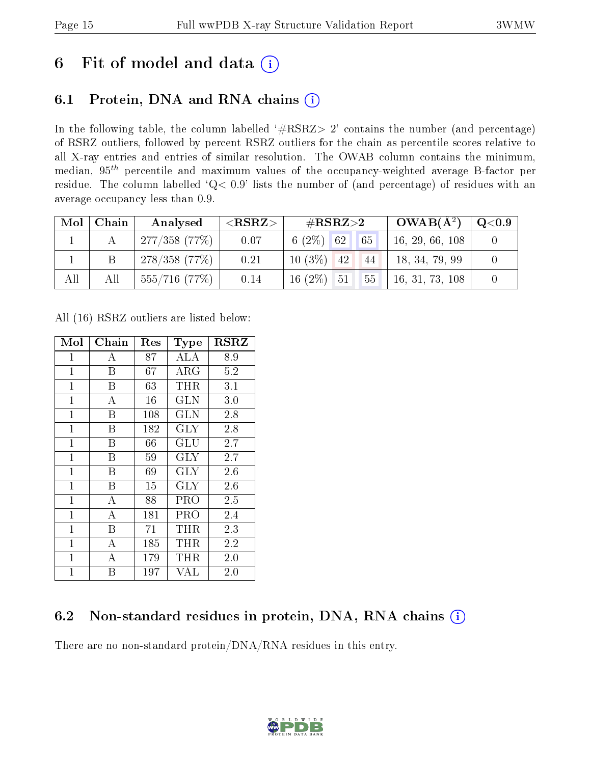# 6 Fit of model and data (i)

## 6.1 Protein, DNA and RNA chains (i)

In the following table, the column labelled '#RSRZ> 2' contains the number (and percentage) of RSRZ outliers, followed by percent RSRZ outliers for the chain as percentile scores relative to all X-ray entries and entries of similar resolution. The OWAB column contains the minimum, median, $95^{th}$ percentile and maximum values of the occupancy-weighted average B-factor per residue. The column labelled 'Q< 0.9' lists the number of (and percentage) of residues with an average occupancy less than 0.9.

| Mol | Chain | Analysed | <RSRZ> | #RSRZ>2 | | | OWAB(Å$^2$) | Q<0.9 |
|---|---|---|---|---|---|---|---|---|
| 1 | A | 277/358 (77%) | 0.07 | 6 (2%) | 62 | 65 | 16, 29, 66, 108 | 0 |
| 1 | B | 278/358 (77%) | 0.21 | 10 (3%) | 42 | 44 | 18, 34, 79, 99 | 0 |
| All | All | 555/716 (77%) | 0.14 | 16 (2%) | 51 | 55 | 16, 31, 73, 108 | 0 |

All (16) RSRZ outliers are listed below:

| Mol | Chain | Res | Type | RSRZ |
|---|---|---|---|---|
| 1 | A | 87 | ALA | 8.9 |
| 1 | B | 67 | ARG | 5.2 |
| 1 | B | 63 | THR | 3.1 |
| 1 | A | 16 | GLN | 3.0 |
| 1 | B | 108 | GLN | 2.8 |
| 1 | B | 182 | GLY | 2.8 |
| 1 | B | 66 | GLU | 2.7 |
| 1 | B | 59 | GLY | 2.7 |
| 1 | B | 69 | GLY | 2.6 |
| 1 | B | 15 | GLY | 2.6 |
| 1 | A | 88 | PRO | 2.5 |
| 1 | A | 181 | PRO | 2.4 |
| 1 | B | 71 | THR | 2.3 |
| 1 | A | 185 | THR | 2.2 |
| 1 | A | 179 | THR | 2.0 |
| 1 | B | 197 | VAL | 2.0 |

## 6.2 Non-standard residues in protein, DNA, RNA chains (i)

There are no non-standard protein/DNA/RNA residues in this entry.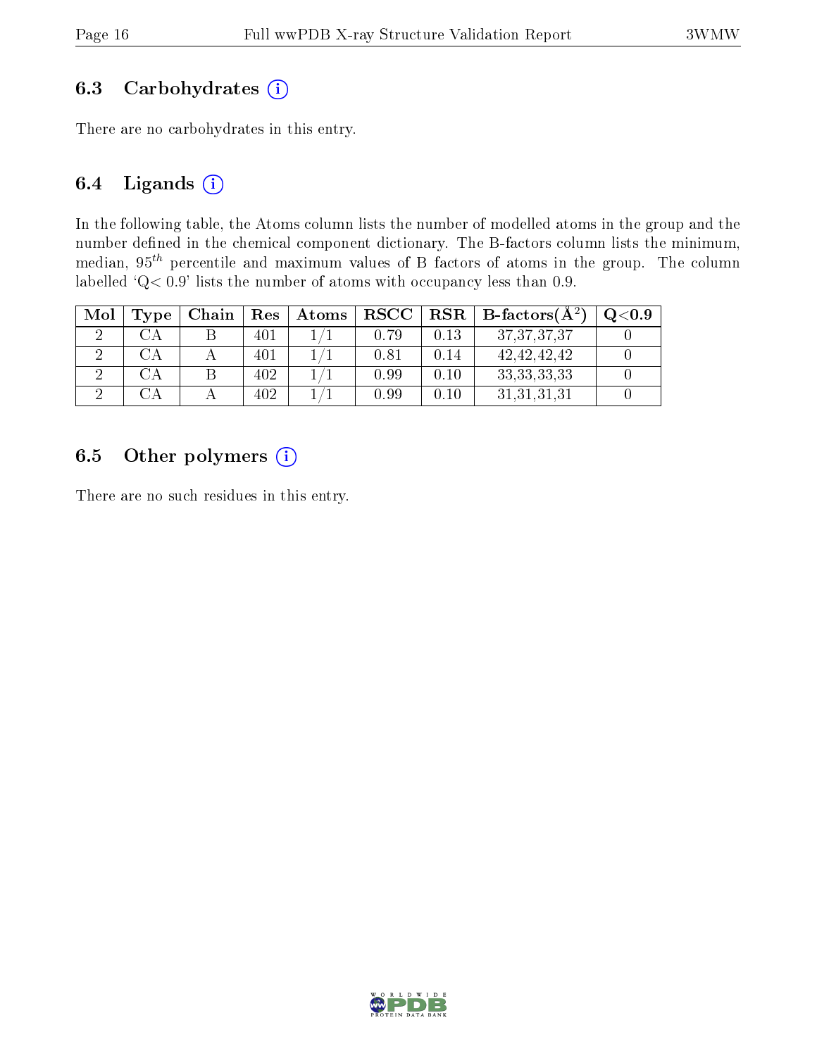### 6.3 Carbohydrates

There are no carbohydrates in this entry.

### 6.4 Ligands

In the following table, the Atoms column lists the number of modelled atoms in the group and the number defined in the chemical component dictionary. The B-factors column lists the minimum, median, $95^{th}$ percentile and maximum values of B factors of atoms in the group. The column labelled 'Q< 0.9' lists the number of atoms with occupancy less than 0.9.

| Mol | Type | Chain | Res | Atoms | RSCC | RSR | B-factors($Å^2$) | Q<0.9 |
|---|---|---|---|---|---|---|---|---|
| 2 | CA | B | 401 | 1/1 | 0.79 | 0.13 | 37,37,37,37 | 0 |
| 2 | CA | A | 401 | 1/1 | 0.81 | 0.14 | 42,42,42,42 | 0 |
| 2 | CA | B | 402 | 1/1 | 0.99 | 0.10 | 33,33,33,33 | 0 |
| 2 | CA | A | 402 | 1/1 | 0.99 | 0.10 | 31,31,31,31 | 0 |

### 6.5 Other polymers

There are no such residues in this entry.